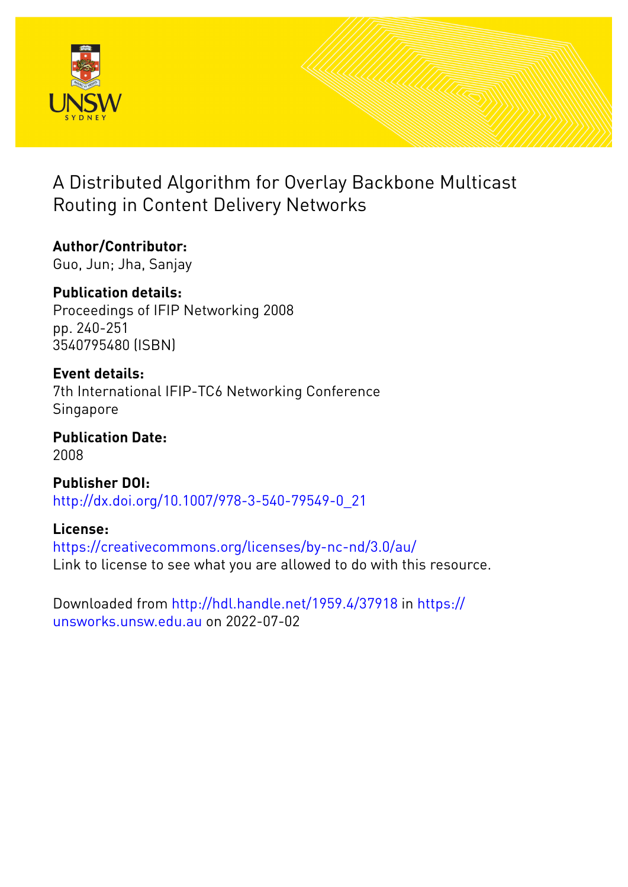# A Distributed Algorithm for Overlay Backbone Multicast Routing in Content Delivery Networks

**Author/Contributor:**
Guo, Jun; Jha, Sanjay

**Publication details:**
Proceedings of IFIP Networking 2008
pp. 240-251
3540795480 (ISBN)

**Event details:**
7th International IFIP-TC6 Networking Conference
Singapore

**Publication Date:**
2008

**Publisher DOI:**
http://dx.doi.org/10.1007/978-3-540-79549-0_21

**License:**
https://creativecommons.org/licenses/by-nc-nd/3.0/au/
Link to license to see what you are allowed to do with this resource.

Downloaded from http://hdl.handle.net/1959.4/37918 in https://unsworks.unsw.edu.au on 2022-07-02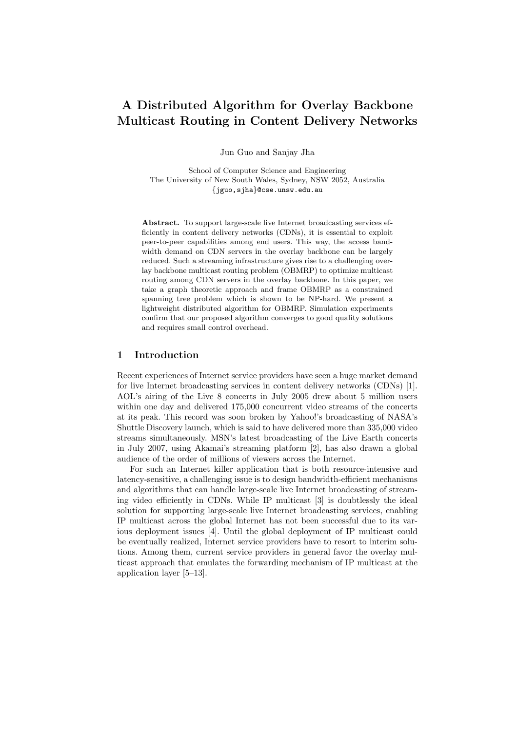# A Distributed Algorithm for Overlay Backbone Multicast Routing in Content Delivery Networks

Jun Guo and Sanjay Jha

School of Computer Science and Engineering
The University of New South Wales, Sydney, NSW 2052, Australia
{jguo,sjha}@cse.unsw.edu.au

**Abstract.** To support large-scale live Internet broadcasting services efficiently in content delivery networks (CDNs), it is essential to exploit peer-to-peer capabilities among end users. This way, the access bandwidth demand on CDN servers in the overlay backbone can be largely reduced. Such a streaming infrastructure gives rise to a challenging overlay backbone multicast routing problem (OBMRP) to optimize multicast routing among CDN servers in the overlay backbone. In this paper, we take a graph theoretic approach and frame OBMRP as a constrained spanning tree problem which is shown to be NP-hard. We present a lightweight distributed algorithm for OBMRP. Simulation experiments confirm that our proposed algorithm converges to good quality solutions and requires small control overhead.

## 1 Introduction

Recent experiences of Internet service providers have seen a huge market demand for live Internet broadcasting services in content delivery networks (CDNs) [1]. AOL's airing of the Live 8 concerts in July 2005 drew about 5 million users within one day and delivered 175,000 concurrent video streams of the concerts at its peak. This record was soon broken by Yahoo!'s broadcasting of NASA's Shuttle Discovery launch, which is said to have delivered more than 335,000 video streams simultaneously. MSN's latest broadcasting of the Live Earth concerts in July 2007, using Akamai's streaming platform [2], has also drawn a global audience of the order of millions of viewers across the Internet.

For such an Internet killer application that is both resource-intensive and latency-sensitive, a challenging issue is to design bandwidth-efficient mechanisms and algorithms that can handle large-scale live Internet broadcasting of streaming video efficiently in CDNs. While IP multicast [3] is doubtlessly the ideal solution for supporting large-scale live Internet broadcasting services, enabling IP multicast across the global Internet has not been successful due to its various deployment issues [4]. Until the global deployment of IP multicast could be eventually realized, Internet service providers have to resort to interim solutions. Among them, current service providers in general favor the overlay multicast approach that emulates the forwarding mechanism of IP multicast at the application layer [5–13].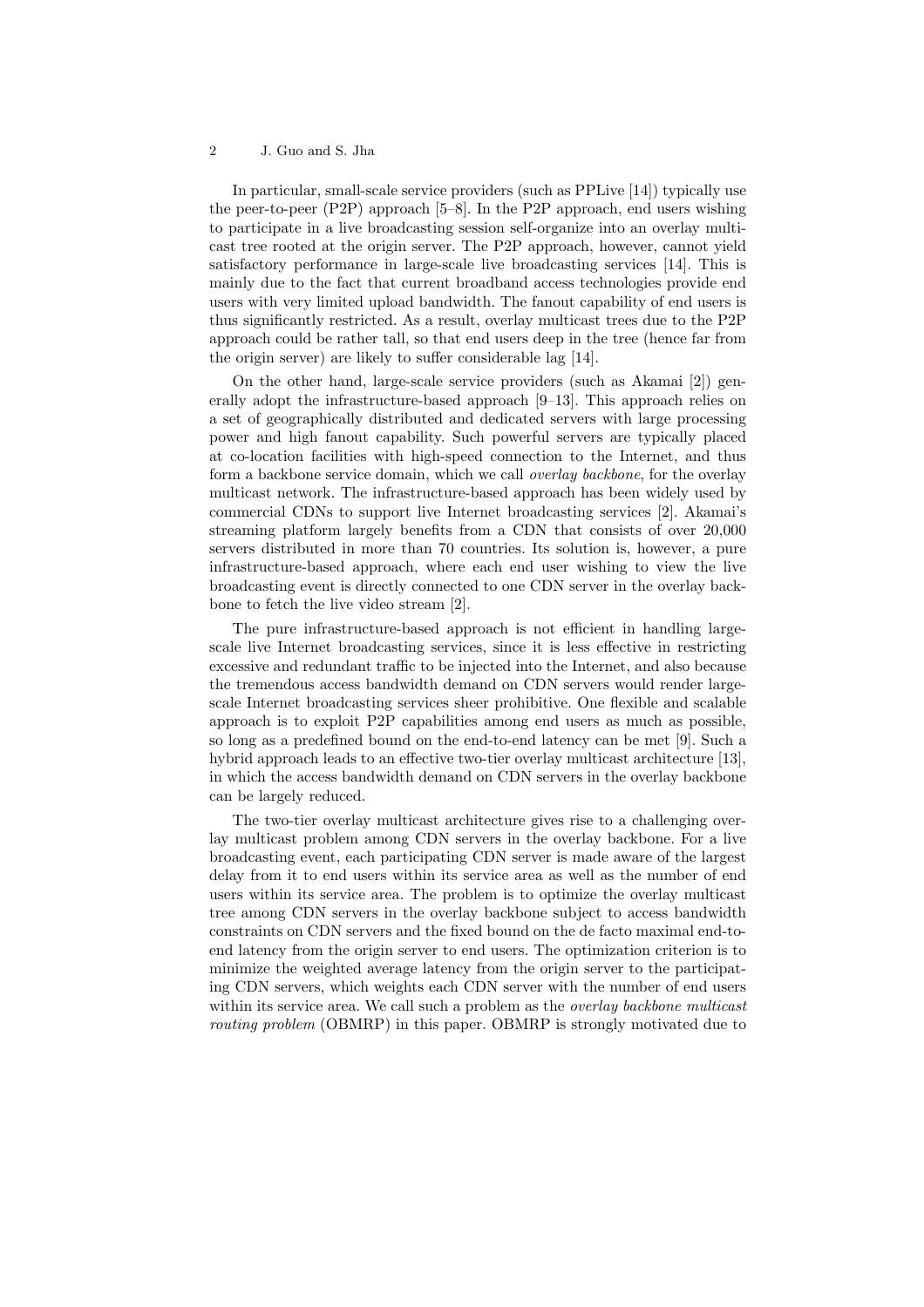In particular, small-scale service providers (such as PPLive [14]) typically use the peer-to-peer (P2P) approach [5–8]. In the P2P approach, end users wishing to participate in a live broadcasting session self-organize into an overlay multicast tree rooted at the origin server. The P2P approach, however, cannot yield satisfactory performance in large-scale live broadcasting services [14]. This is mainly due to the fact that current broadband access technologies provide end users with very limited upload bandwidth. The fanout capability of end users is thus significantly restricted. As a result, overlay multicast trees due to the P2P approach could be rather tall, so that end users deep in the tree (hence far from the origin server) are likely to suffer considerable lag [14].

On the other hand, large-scale service providers (such as Akamai [2]) generally adopt the infrastructure-based approach [9–13]. This approach relies on a set of geographically distributed and dedicated servers with large processing power and high fanout capability. Such powerful servers are typically placed at co-location facilities with high-speed connection to the Internet, and thus form a backbone service domain, which we call *overlay backbone*, for the overlay multicast network. The infrastructure-based approach has been widely used by commercial CDNs to support live Internet broadcasting services [2]. Akamai's streaming platform largely benefits from a CDN that consists of over 20,000 servers distributed in more than 70 countries. Its solution is, however, a pure infrastructure-based approach, where each end user wishing to view the live broadcasting event is directly connected to one CDN server in the overlay backbone to fetch the live video stream [2].

The pure infrastructure-based approach is not efficient in handling large-scale live Internet broadcasting services, since it is less effective in restricting excessive and redundant traffic to be injected into the Internet, and also because the tremendous access bandwidth demand on CDN servers would render large-scale Internet broadcasting services sheer prohibitive. One flexible and scalable approach is to exploit P2P capabilities among end users as much as possible, so long as a predefined bound on the end-to-end latency can be met [9]. Such a hybrid approach leads to an effective two-tier overlay multicast architecture [13], in which the access bandwidth demand on CDN servers in the overlay backbone can be largely reduced.

The two-tier overlay multicast architecture gives rise to a challenging overlay multicast problem among CDN servers in the overlay backbone. For a live broadcasting event, each participating CDN server is made aware of the largest delay from it to end users within its service area as well as the number of end users within its service area. The problem is to optimize the overlay multicast tree among CDN servers in the overlay backbone subject to access bandwidth constraints on CDN servers and the fixed bound on the de facto maximal end-to-end latency from the origin server to end users. The optimization criterion is to minimize the weighted average latency from the origin server to the participating CDN servers, which weights each CDN server with the number of end users within its service area. We call such a problem as the *overlay backbone multicast routing problem* (OBMRP) in this paper. OBMRP is strongly motivated due to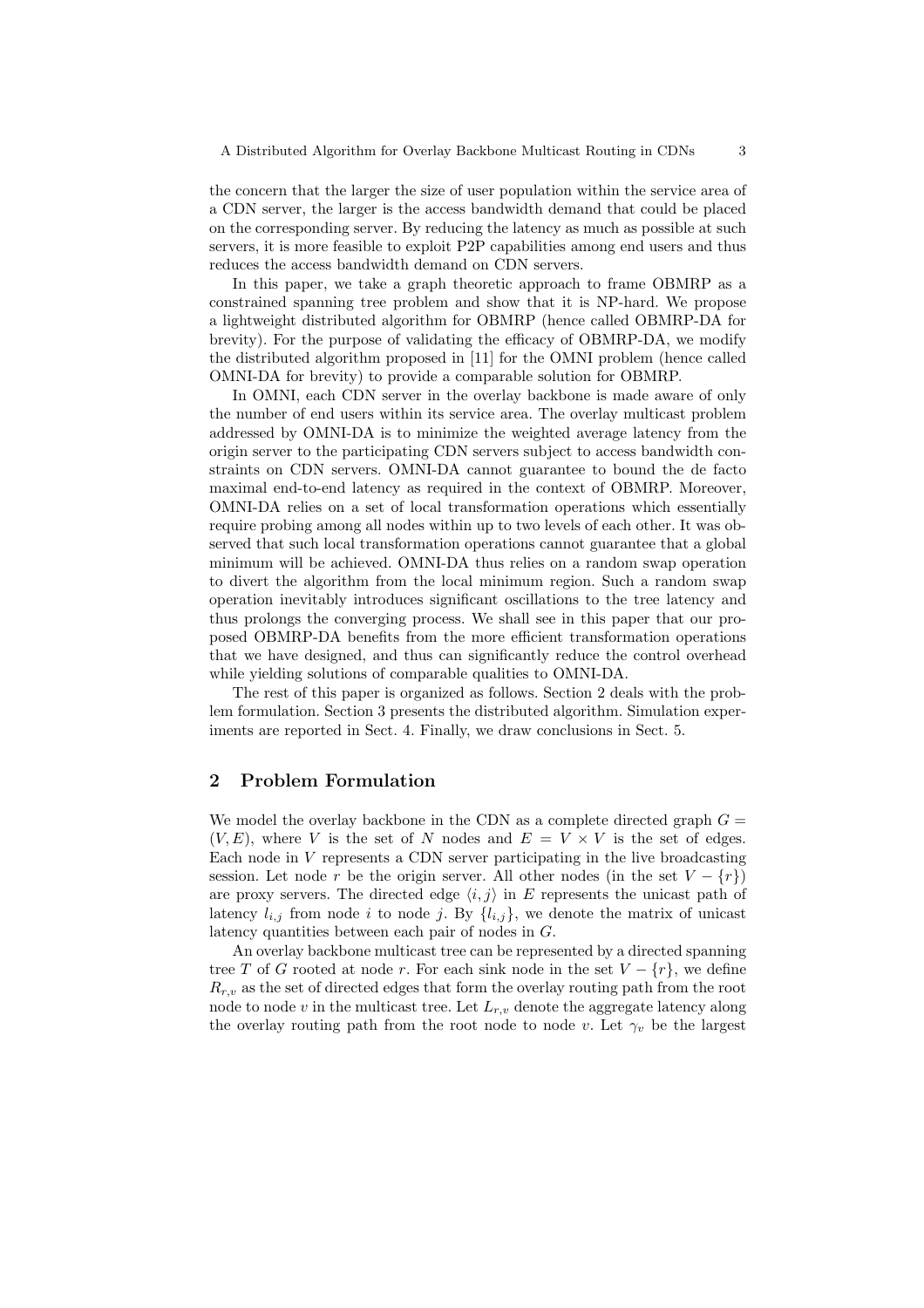the concern that the larger the size of user population within the service area of a CDN server, the larger is the access bandwidth demand that could be placed on the corresponding server. By reducing the latency as much as possible at such servers, it is more feasible to exploit P2P capabilities among end users and thus reduces the access bandwidth demand on CDN servers.

In this paper, we take a graph theoretic approach to frame OBMRP as a constrained spanning tree problem and show that it is NP-hard. We propose a lightweight distributed algorithm for OBMRP (hence called OBMRP-DA for brevity). For the purpose of validating the efficacy of OBMRP-DA, we modify the distributed algorithm proposed in [11] for the OMNI problem (hence called OMNI-DA for brevity) to provide a comparable solution for OBMRP.

In OMNI, each CDN server in the overlay backbone is made aware of only the number of end users within its service area. The overlay multicast problem addressed by OMNI-DA is to minimize the weighted average latency from the origin server to the participating CDN servers subject to access bandwidth constraints on CDN servers. OMNI-DA cannot guarantee to bound the de facto maximal end-to-end latency as required in the context of OBMRP. Moreover, OMNI-DA relies on a set of local transformation operations which essentially require probing among all nodes within up to two levels of each other. It was observed that such local transformation operations cannot guarantee that a global minimum will be achieved. OMNI-DA thus relies on a random swap operation to divert the algorithm from the local minimum region. Such a random swap operation inevitably introduces significant oscillations to the tree latency and thus prolongs the converging process. We shall see in this paper that our proposed OBMRP-DA benefits from the more efficient transformation operations that we have designed, and thus can significantly reduce the control overhead while yielding solutions of comparable qualities to OMNI-DA.

The rest of this paper is organized as follows. Section 2 deals with the problem formulation. Section 3 presents the distributed algorithm. Simulation experiments are reported in Sect. 4. Finally, we draw conclusions in Sect. 5.

## 2 Problem Formulation

We model the overlay backbone in the CDN as a complete directed graph $G = (V, E)$, where $V$ is the set of $N$ nodes and $E = V \times V$ is the set of edges. Each node in $V$ represents a CDN server participating in the live broadcasting session. Let node $r$ be the origin server. All other nodes (in the set $V - \{r\}$) are proxy servers. The directed edge $\langle i, j \rangle$ in $E$ represents the unicast path of latency $l_{i,j}$ from node $i$ to node $j$. By $\{l_{i,j}\}$, we denote the matrix of unicast latency quantities between each pair of nodes in $G$.

An overlay backbone multicast tree can be represented by a directed spanning tree $T$ of $G$ rooted at node $r$. For each sink node in the set $V - \{r\}$, we define $R_{r,v}$ as the set of directed edges that form the overlay routing path from the root node to node $v$ in the multicast tree. Let $L_{r,v}$ denote the aggregate latency along the overlay routing path from the root node to node $v$. Let $\gamma_v$ be the largest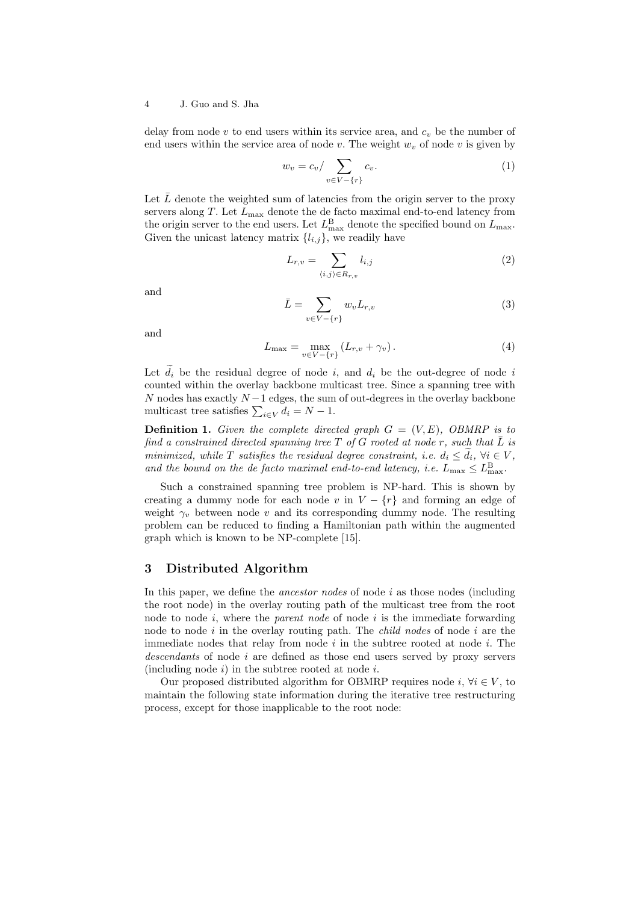delay from node $v$ to end users within its service area, and $c_v$ be the number of end users within the service area of node $v$. The weight $w_v$ of node $v$ is given by

$$w_v = c_v / \sum_{v \in V - \{r\}} c_v . \tag{1}$$

Let $\bar{L}$ denote the weighted sum of latencies from the origin server to the proxy servers along $T$. Let $L_{\max}$ denote the de facto maximal end-to-end latency from the origin server to the end users. Let $L_{\max}^{\mathrm{B}}$ denote the specified bound on $L_{\max}$. Given the unicast latency matrix $\{l_{i,j}\}$, we readily have

$$L_{r,v} = \sum_{\langle i,j \rangle \in R_{r,v}} l_{i,j} \tag{2}$$

and

$$\bar{L} = \sum_{v \in V - \{r\}} w_v L_{r,v} \tag{3}$$

and

$$L_{\max} = \max_{v \in V - \{r\}} \left( L_{r,v} + \gamma_v \right) . \tag{4}$$

Let $\widetilde{d}_i$ be the residual degree of node $i$, and $d_i$ be the out-degree of node $i$ counted within the overlay backbone multicast tree. Since a spanning tree with $N$ nodes has exactly $N-1$ edges, the sum of out-degrees in the overlay backbone multicast tree satisfies $\sum_{i \in V} d_i = N - 1$.

**Definition 1.** *Given the complete directed graph $G = (V, E)$, OBMRP is to find a constrained directed spanning tree $T$ of $G$ rooted at node $r$, such that $\bar{L}$ is minimized, while $T$ satisfies the residual degree constraint, i.e. $d_i \leq \widetilde{d}_i$, $\forall i \in V$, and the bound on the de facto maximal end-to-end latency, i.e. $L_{\max} \leq L_{\max}^{\mathrm{B}}$.*

Such a constrained spanning tree problem is NP-hard. This is shown by creating a dummy node for each node $v$ in $V - \{r\}$ and forming an edge of weight $\gamma_v$ between node $v$ and its corresponding dummy node. The resulting problem can be reduced to finding a Hamiltonian path within the augmented graph which is known to be NP-complete [15].

## 3 Distributed Algorithm

In this paper, we define the *ancestor nodes* of node $i$ as those nodes (including the root node) in the overlay routing path of the multicast tree from the root node to node $i$, where the *parent node* of node $i$ is the immediate forwarding node to node $i$ in the overlay routing path. The *child nodes* of node $i$ are the immediate nodes that relay from node $i$ in the subtree rooted at node $i$. The *descendants* of node $i$ are defined as those end users served by proxy servers (including node $i$) in the subtree rooted at node $i$.

Our proposed distributed algorithm for OBMRP requires node $i$, $\forall i \in V$, to maintain the following state information during the iterative tree restructuring process, except for those inapplicable to the root node: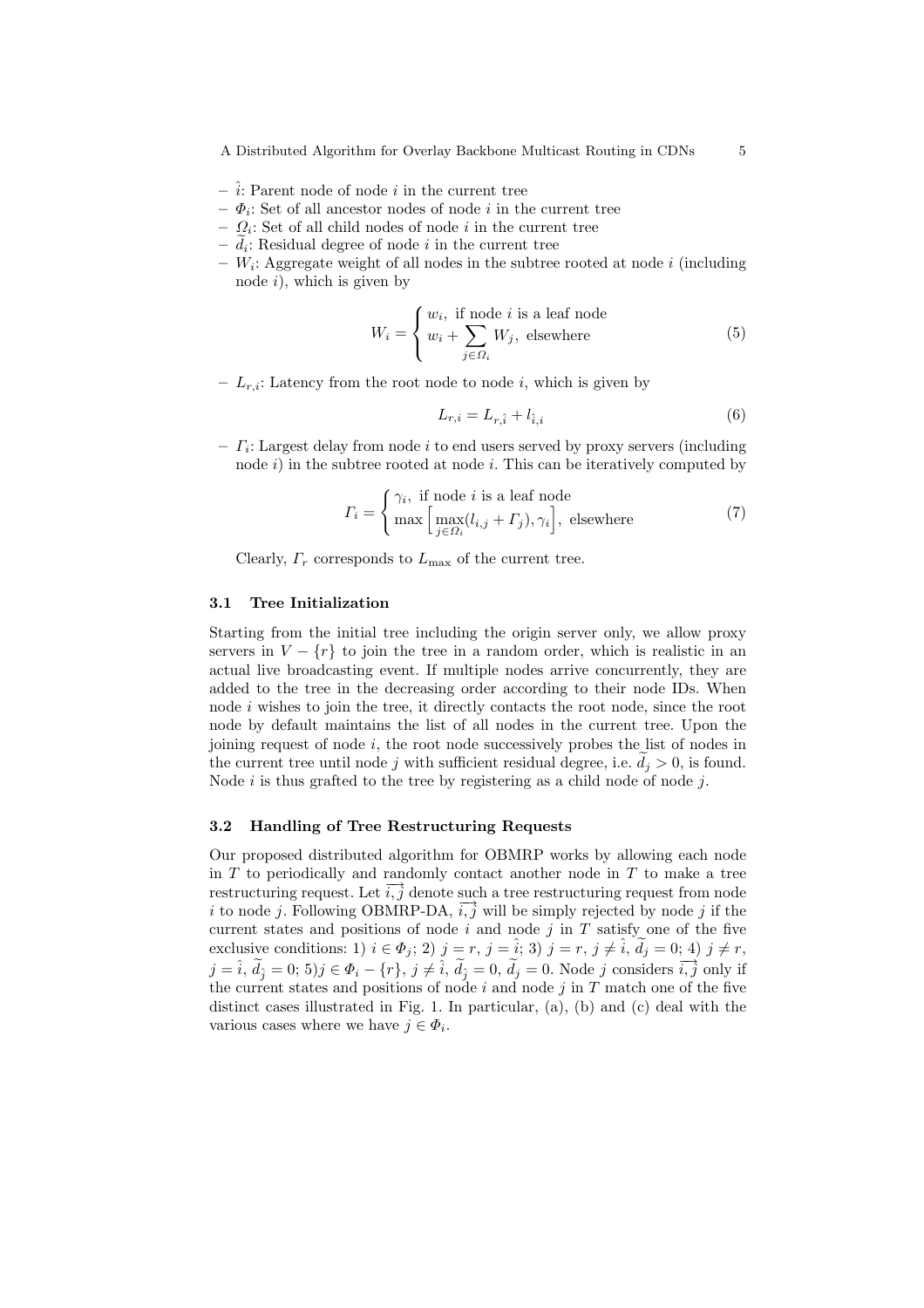- $\hat{i}$: Parent node of node $i$ in the current tree
- $\Phi_i$: Set of all ancestor nodes of node $i$ in the current tree
- $\Omega_i$: Set of all child nodes of node $i$ in the current tree
- $\widetilde{d}_i$: Residual degree of node $i$ in the current tree
- $W_i$: Aggregate weight of all nodes in the subtree rooted at node $i$ (including node $i$), which is given by

$$W_i = \begin{cases} w_i, \text{ if node } i \text{ is a leaf node} \\ w_i + \sum_{j \in \Omega_i} W_j, \text{ elsewhere} \end{cases} \tag{5}$$

- $L_{r,i}$: Latency from the root node to node $i$, which is given by

$$L_{r,i} = L_{r,\hat{i}} + l_{\hat{i},i} \tag{6}$$

- $\Gamma_i$: Largest delay from node $i$ to end users served by proxy servers (including node $i$) in the subtree rooted at node $i$. This can be iteratively computed by

$$\Gamma_i = \begin{cases} \gamma_i, \text{ if node } i \text{ is a leaf node} \\ \max\Big[\max_{j \in \Omega_i}(l_{i,j} + \Gamma_j), \gamma_i\Big], \text{ elsewhere} \end{cases} \tag{7}$$

Clearly, $\Gamma_r$ corresponds to $L_{\max}$ of the current tree.

### 3.1 Tree Initialization

Starting from the initial tree including the origin server only, we allow proxy servers in $V - \{r\}$ to join the tree in a random order, which is realistic in an actual live broadcasting event. If multiple nodes arrive concurrently, they are added to the tree in the decreasing order according to their node IDs. When node $i$ wishes to join the tree, it directly contacts the root node, since the root node by default maintains the list of all nodes in the current tree. Upon the joining request of node $i$, the root node successively probes the list of nodes in the current tree until node $j$ with sufficient residual degree, i.e. $\widetilde{d}_j > 0$, is found. Node $i$ is thus grafted to the tree by registering as a child node of node $j$.

### 3.2 Handling of Tree Restructuring Requests

Our proposed distributed algorithm for OBMRP works by allowing each node in $T$ to periodically and randomly contact another node in $T$ to make a tree restructuring request. Let $\overrightarrow{i,j}$ denote such a tree restructuring request from node $i$ to node $j$. Following OBMRP-DA, $\overrightarrow{i,j}$ will be simply rejected by node $j$ if the current states and positions of node $i$ and node $j$ in $T$ satisfy one of the five exclusive conditions: 1) $i \in \Phi_j$; 2) $j = r$, $j = \hat{i}$; 3) $j = r$, $j \neq \hat{i}$, $\widetilde{d}_j = 0$; 4) $j \neq r$, $j = \hat{i}$, $\widetilde{d}_{\hat{j}} = 0$; 5)$j \in \Phi_i - \{r\}$, $j \neq \hat{i}$, $\widetilde{d}_{\hat{j}} = 0$, $\widetilde{d}_j = 0$. Node $j$ considers $\overrightarrow{i,j}$ only if the current states and positions of node $i$ and node $j$ in $T$ match one of the five distinct cases illustrated in Fig. 1. In particular, (a), (b) and (c) deal with the various cases where we have $j \in \Phi_i$.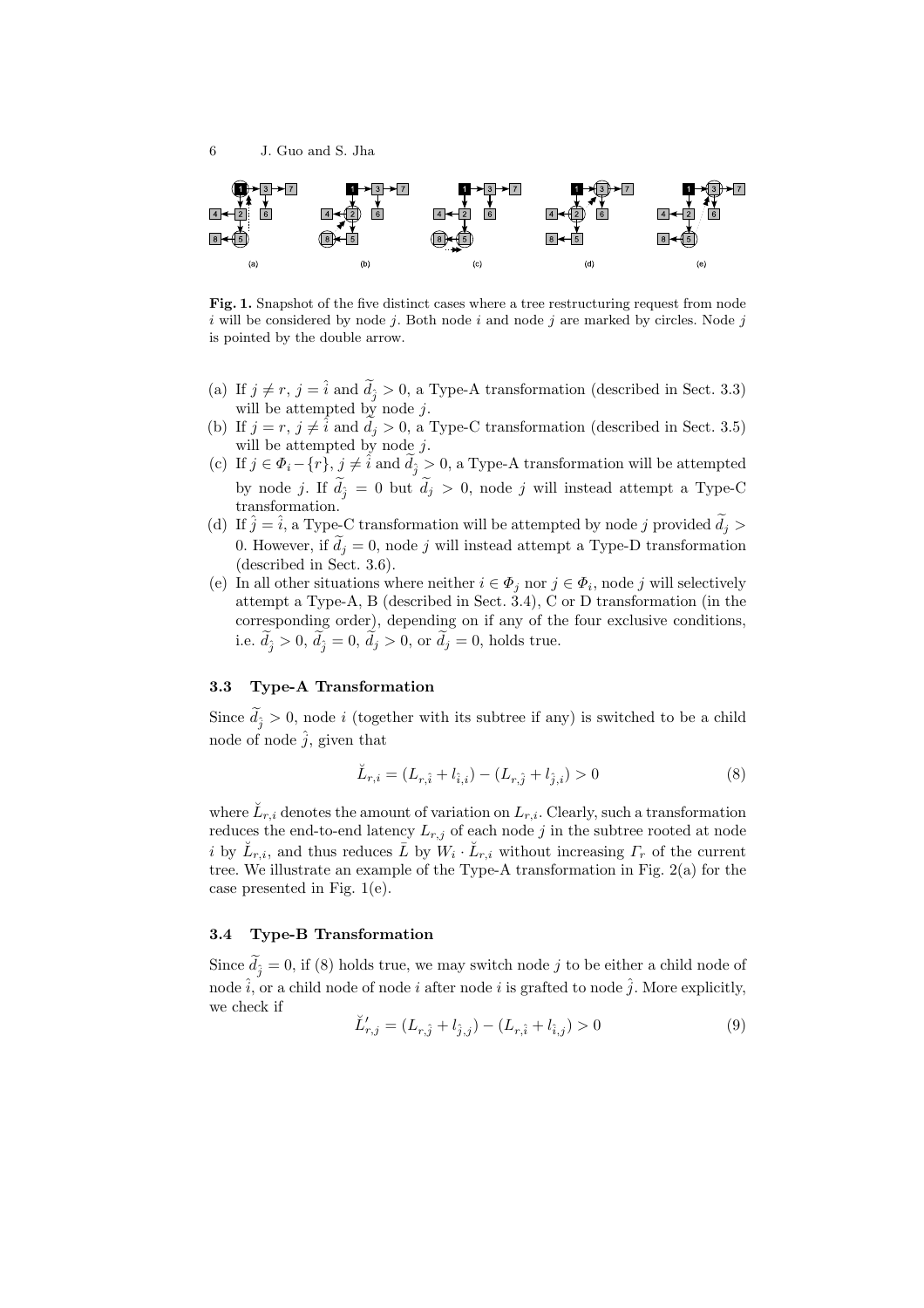**Fig. 1.** Snapshot of the five distinct cases where a tree restructuring request from node $i$ will be considered by node $j$. Both node $i$ and node $j$ are marked by circles. Node $j$ is pointed by the double arrow.

(a) If $j \neq r$, $j = \hat{i}$ and $\widetilde{d}_{\hat{j}} > 0$, a Type-A transformation (described in Sect. 3.3) will be attempted by node $j$.
(b) If $j = r$, $j \neq \hat{i}$ and $\widetilde{d}_j > 0$, a Type-C transformation (described in Sect. 3.5) will be attempted by node $j$.
(c) If $j \in \Phi_i - \{r\}$, $j \neq \hat{i}$ and $\widetilde{d}_{\hat{j}} > 0$, a Type-A transformation will be attempted by node $j$. If $\widetilde{d}_{\hat{j}} = 0$ but $\widetilde{d}_j > 0$, node $j$ will instead attempt a Type-C transformation.
(d) If $\hat{j} = \hat{i}$, a Type-C transformation will be attempted by node $j$ provided $\widetilde{d}_j > 0$. However, if $\widetilde{d}_j = 0$, node $j$ will instead attempt a Type-D transformation (described in Sect. 3.6).
(e) In all other situations where neither $i \in \Phi_j$ nor $j \in \Phi_i$, node $j$ will selectively attempt a Type-A, B (described in Sect. 3.4), C or D transformation (in the corresponding order), depending on if any of the four exclusive conditions, i.e. $\widetilde{d}_{\hat{j}} > 0$, $\widetilde{d}_{\hat{j}} = 0$, $\widetilde{d}_j > 0$, or $\widetilde{d}_j = 0$, holds true.

### 3.3 Type-A Transformation

Since $\widetilde{d}_{\hat{j}} > 0$, node $i$ (together with its subtree if any) is switched to be a child node of node $\hat{j}$, given that

$$\breve{L}_{r,i} = (L_{r,\hat{i}} + l_{\hat{i},i}) - (L_{r,\hat{j}} + l_{\hat{j},i}) > 0 \tag{8}$$

where $\breve{L}_{r,i}$ denotes the amount of variation on $L_{r,i}$. Clearly, such a transformation reduces the end-to-end latency $L_{r,j}$ of each node $j$ in the subtree rooted at node $i$ by $\breve{L}_{r,i}$, and thus reduces $\bar{L}$ by $W_i \cdot \breve{L}_{r,i}$ without increasing $\Gamma_r$ of the current tree. We illustrate an example of the Type-A transformation in Fig. 2(a) for the case presented in Fig. 1(e).

### 3.4 Type-B Transformation

Since $\widetilde{d}_{\hat{j}} = 0$, if (8) holds true, we may switch node $j$ to be either a child node of node $\hat{i}$, or a child node of node $i$ after node $i$ is grafted to node $\hat{j}$. More explicitly, we check if

$$\breve{L}'_{r,\hat{j}} = (L_{r,\hat{j}} + l_{\hat{j},j}) - (L_{r,\hat{i}} + l_{\hat{i},j}) > 0 \tag{9}$$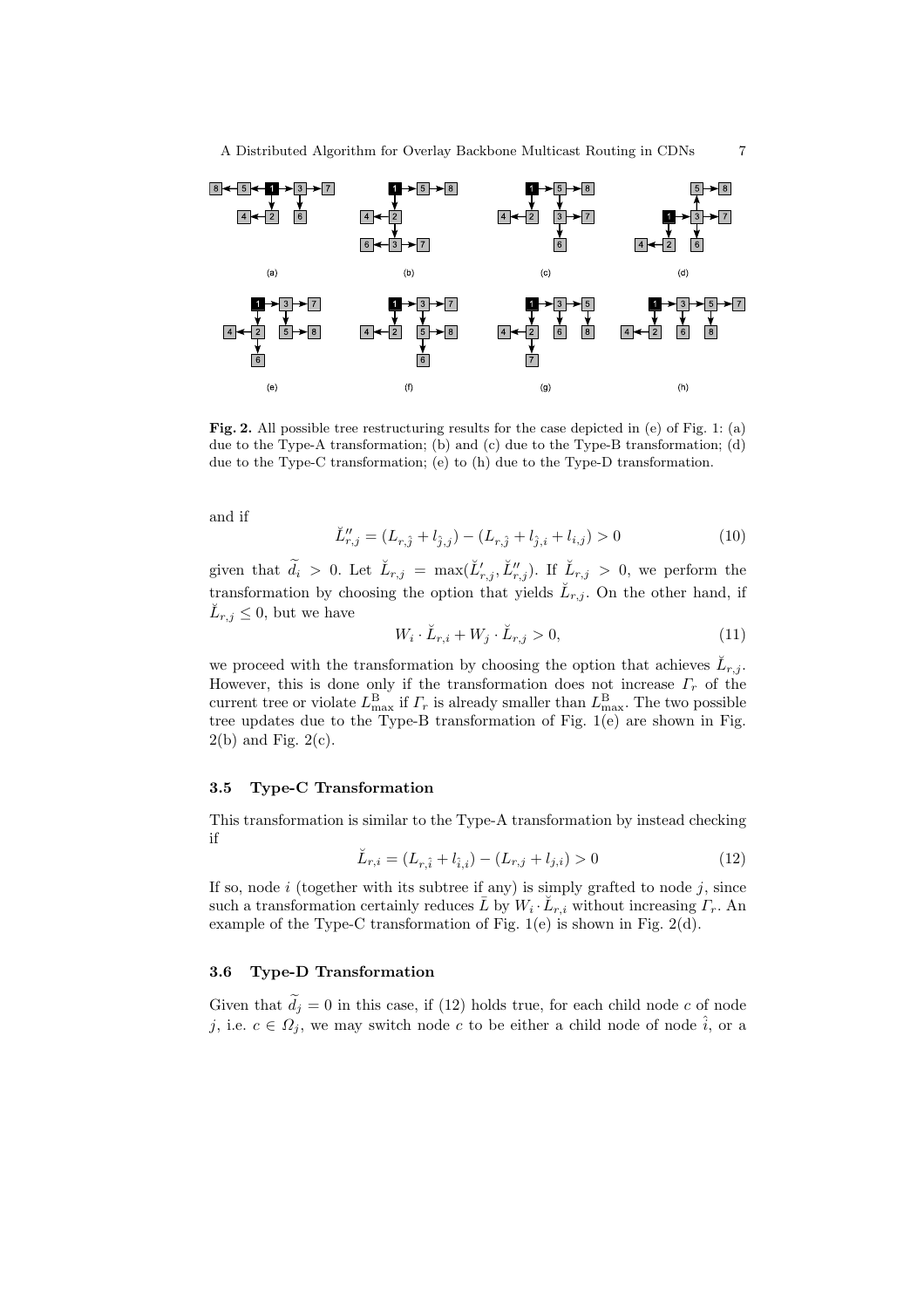**Fig. 2.** All possible tree restructuring results for the case depicted in (e) of Fig. 1: (a) due to the Type-A transformation; (b) and (c) due to the Type-B transformation; (d) due to the Type-C transformation; (e) to (h) due to the Type-D transformation.

and if

$$\breve{L}''_{r,j} = (L_{r,\hat{j}} + l_{\hat{j},j}) - (L_{r,\hat{j}} + l_{\hat{j},i} + l_{i,j}) > 0 \tag{10}$$

given that $\widetilde{d}_i > 0$. Let $\breve{L}_{r,j} = \max(\breve{L}'_{r,j}, \breve{L}''_{r,j})$. If $\breve{L}_{r,j} > 0$, we perform the transformation by choosing the option that yields $\breve{L}_{r,j}$. On the other hand, if $\breve{L}_{r,j} \leq 0$, but we have

$$W_i \cdot \breve{L}_{r,i} + W_j \cdot \breve{L}_{r,j} > 0, \tag{11}$$

we proceed with the transformation by choosing the option that achieves $\breve{L}_{r,j}$. However, this is done only if the transformation does not increase $\Gamma_r$ of the current tree or violate $L^{\mathrm{B}}_{\max}$ if $\Gamma_r$ is already smaller than $L^{\mathrm{B}}_{\max}$. The two possible tree updates due to the Type-B transformation of Fig. 1(e) are shown in Fig. 2(b) and Fig. 2(c).

### 3.5 Type-C Transformation

This transformation is similar to the Type-A transformation by instead checking if

$$\breve{L}_{r,i} = (L_{r,\hat{i}} + l_{\hat{i},i}) - (L_{r,j} + l_{j,i}) > 0 \tag{12}$$

If so, node $i$ (together with its subtree if any) is simply grafted to node $j$, since such a transformation certainly reduces $\bar{L}$ by $W_i \cdot \breve{L}_{r,i}$ without increasing $\Gamma_r$. An example of the Type-C transformation of Fig. 1(e) is shown in Fig. 2(d).

### 3.6 Type-D Transformation

Given that $\widetilde{d}_j = 0$ in this case, if (12) holds true, for each child node $c$ of node $j$, i.e. $c \in \Omega_j$, we may switch node $c$ to be either a child node of node $\hat{i}$, or a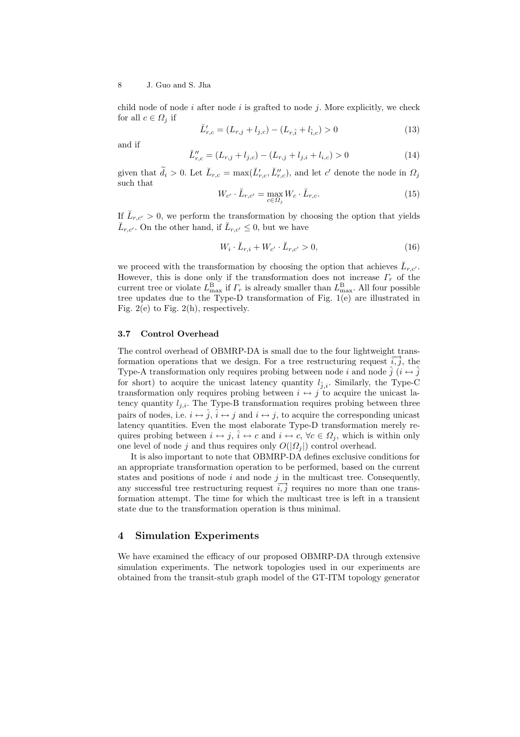child node of node $i$ after node $i$ is grafted to node $j$. More explicitly, we check for all $c \in \Omega_j$ if

$$\breve{L}'_{r,c} = (L_{r,j} + l_{j,c}) - (L_{r,\hat{i}} + l_{\hat{i},c}) > 0 \tag{13}$$

and if

$$\breve{L}''_{r,c} = (L_{r,j} + l_{j,c}) - (L_{r,j} + l_{j,i} + l_{i,c}) > 0 \tag{14}$$

given that $\widetilde{d}_i > 0$. Let $\breve{L}_{r,c} = \max(\breve{L}'_{r,c}, \breve{L}''_{r,c})$, and let $c'$ denote the node in $\Omega_j$ such that

$$W_{c'} \cdot \breve{L}_{r,c'} = \max_{c \in \Omega_j} W_c \cdot \breve{L}_{r,c}. \tag{15}$$

If $\breve{L}_{r,c'} > 0$, we perform the transformation by choosing the option that yields $\breve{L}_{r,c'}$. On the other hand, if $\breve{L}_{r,c'} \leq 0$, but we have

$$W_i \cdot \breve{L}_{r,i} + W_{c'} \cdot \breve{L}_{r,c'} > 0, \tag{16}$$

we proceed with the transformation by choosing the option that achieves $\breve{L}_{r,c'}$. However, this is done only if the transformation does not increase $\Gamma_r$ of the current tree or violate $L^{\mathrm{B}}_{\max}$ if $\Gamma_r$ is already smaller than $L^{\mathrm{B}}_{\max}$. All four possible tree updates due to the Type-D transformation of Fig. 1(e) are illustrated in Fig. 2(e) to Fig. 2(h), respectively.

### 3.7 Control Overhead

The control overhead of OBMRP-DA is small due to the four lightweight transformation operations that we design. For a tree restructuring request $\overrightarrow{i,j}$, the Type-A transformation only requires probing between node $i$ and node $\hat{j}$ ($i \leftrightarrow \hat{j}$ for short) to acquire the unicast latency quantity $l_{\hat{j},i}$. Similarly, the Type-C transformation only requires probing between $i \leftrightarrow j$ to acquire the unicast latency quantity $l_{j,i}$. The Type-B transformation requires probing between three pairs of nodes, i.e. $i \leftrightarrow \hat{j}$, $\hat{i} \leftrightarrow j$ and $i \leftrightarrow j$, to acquire the corresponding unicast latency quantities. Even the most elaborate Type-D transformation merely requires probing between $i \leftrightarrow j$, $\hat{i} \leftrightarrow c$ and $i \leftrightarrow c$, $\forall c \in \Omega_j$, which is within only one level of node $j$ and thus requires only $O(|\Omega_j|)$ control overhead.

It is also important to note that OBMRP-DA defines exclusive conditions for an appropriate transformation operation to be performed, based on the current states and positions of node $i$ and node $j$ in the multicast tree. Consequently, any successful tree restructuring request $\overrightarrow{i,j}$ requires no more than one transformation attempt. The time for which the multicast tree is left in a transient state due to the transformation operation is thus minimal.

## 4 Simulation Experiments

We have examined the efficacy of our proposed OBMRP-DA through extensive simulation experiments. The network topologies used in our experiments are obtained from the transit-stub graph model of the GT-ITM topology generator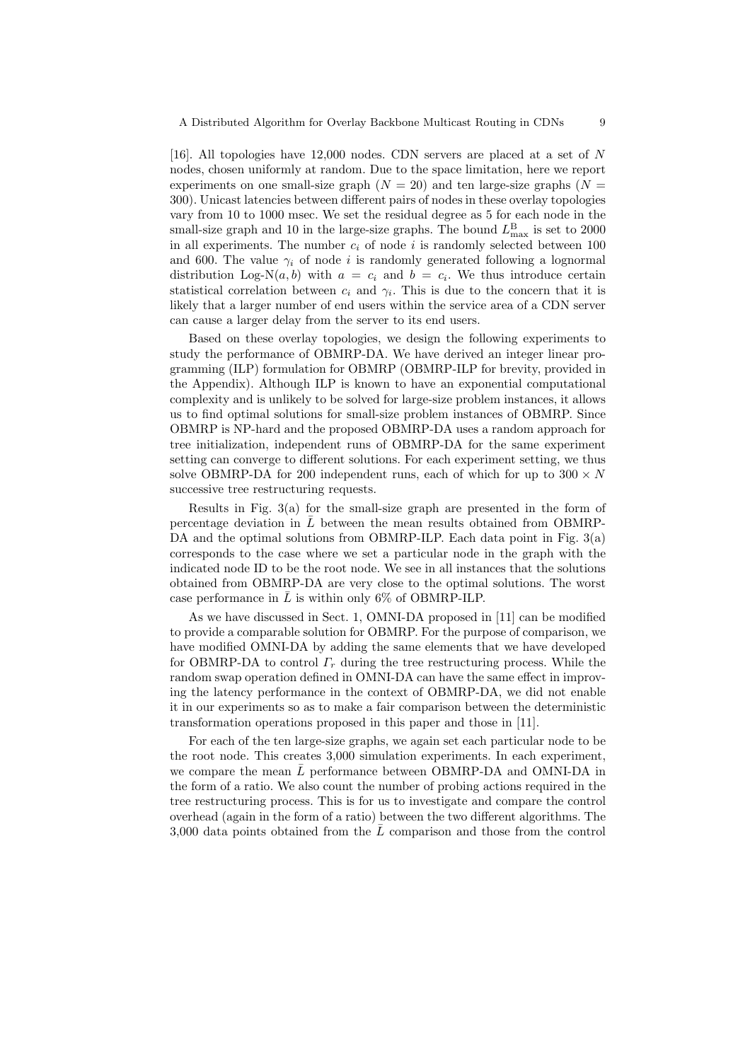[16]. All topologies have 12,000 nodes. CDN servers are placed at a set of $N$ nodes, chosen uniformly at random. Due to the space limitation, here we report experiments on one small-size graph ($N = 20$) and ten large-size graphs ($N = 300$). Unicast latencies between different pairs of nodes in these overlay topologies vary from 10 to 1000 msec. We set the residual degree as 5 for each node in the small-size graph and 10 in the large-size graphs. The bound $L^{\mathrm{B}}_{\max}$ is set to 2000 in all experiments. The number $c_i$ of node $i$ is randomly selected between 100 and 600. The value $\gamma_i$ of node $i$ is randomly generated following a lognormal distribution Log-N$(a, b)$ with $a = c_i$ and $b = c_i$. We thus introduce certain statistical correlation between $c_i$ and $\gamma_i$. This is due to the concern that it is likely that a larger number of end users within the service area of a CDN server can cause a larger delay from the server to its end users.

Based on these overlay topologies, we design the following experiments to study the performance of OBMRP-DA. We have derived an integer linear programming (ILP) formulation for OBMRP (OBMRP-ILP for brevity, provided in the Appendix). Although ILP is known to have an exponential computational complexity and is unlikely to be solved for large-size problem instances, it allows us to find optimal solutions for small-size problem instances of OBMRP. Since OBMRP is NP-hard and the proposed OBMRP-DA uses a random approach for tree initialization, independent runs of OBMRP-DA for the same experiment setting can converge to different solutions. For each experiment setting, we thus solve OBMRP-DA for 200 independent runs, each of which for up to $300 \times N$ successive tree restructuring requests.

Results in Fig. 3(a) for the small-size graph are presented in the form of percentage deviation in $\bar{L}$ between the mean results obtained from OBMRP-DA and the optimal solutions from OBMRP-ILP. Each data point in Fig. 3(a) corresponds to the case where we set a particular node in the graph with the indicated node ID to be the root node. We see in all instances that the solutions obtained from OBMRP-DA are very close to the optimal solutions. The worst case performance in $\bar{L}$ is within only 6% of OBMRP-ILP.

As we have discussed in Sect. 1, OMNI-DA proposed in [11] can be modified to provide a comparable solution for OBMRP. For the purpose of comparison, we have modified OMNI-DA by adding the same elements that we have developed for OBMRP-DA to control $\Gamma_r$ during the tree restructuring process. While the random swap operation defined in OMNI-DA can have the same effect in improving the latency performance in the context of OBMRP-DA, we did not enable it in our experiments so as to make a fair comparison between the deterministic transformation operations proposed in this paper and those in [11].

For each of the ten large-size graphs, we again set each particular node to be the root node. This creates 3,000 simulation experiments. In each experiment, we compare the mean $\bar{L}$ performance between OBMRP-DA and OMNI-DA in the form of a ratio. We also count the number of probing actions required in the tree restructuring process. This is for us to investigate and compare the control overhead (again in the form of a ratio) between the two different algorithms. The 3,000 data points obtained from the $\bar{L}$ comparison and those from the control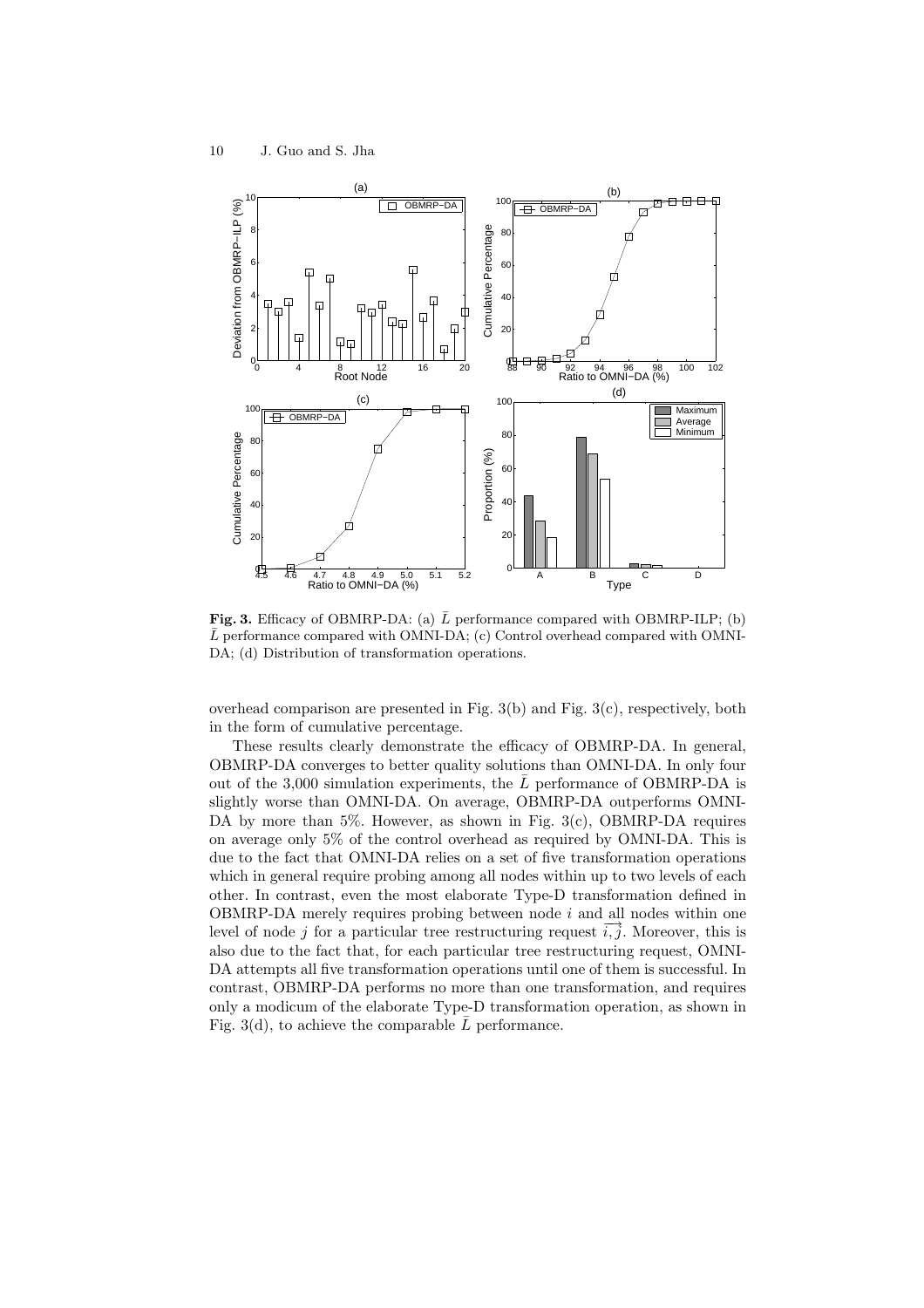**Fig. 3.** Efficacy of OBMRP-DA: (a) $\bar{L}$ performance compared with OBMRP-ILP; (b) $\bar{L}$ performance compared with OMNI-DA; (c) Control overhead compared with OMNI-DA; (d) Distribution of transformation operations.

overhead comparison are presented in Fig. 3(b) and Fig. 3(c), respectively, both in the form of cumulative percentage.

These results clearly demonstrate the efficacy of OBMRP-DA. In general, OBMRP-DA converges to better quality solutions than OMNI-DA. In only four out of the 3,000 simulation experiments, the $\bar{L}$ performance of OBMRP-DA is slightly worse than OMNI-DA. On average, OBMRP-DA outperforms OMNI-DA by more than 5%. However, as shown in Fig. 3(c), OBMRP-DA requires on average only 5% of the control overhead as required by OMNI-DA. This is due to the fact that OMNI-DA relies on a set of five transformation operations which in general require probing among all nodes within up to two levels of each other. In contrast, even the most elaborate Type-D transformation defined in OBMRP-DA merely requires probing between node $i$ and all nodes within one level of node $j$ for a particular tree restructuring request $\overrightarrow{i,j}$. Moreover, this is also due to the fact that, for each particular tree restructuring request, OMNI-DA attempts all five transformation operations until one of them is successful. In contrast, OBMRP-DA performs no more than one transformation, and requires only a modicum of the elaborate Type-D transformation operation, as shown in Fig. 3(d), to achieve the comparable $\bar{L}$ performance.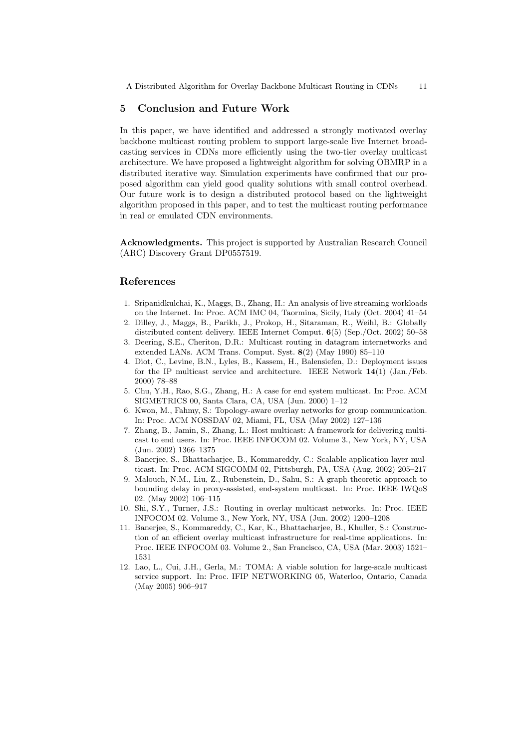## 5 Conclusion and Future Work

In this paper, we have identified and addressed a strongly motivated overlay backbone multicast routing problem to support large-scale live Internet broadcasting services in CDNs more efficiently using the two-tier overlay multicast architecture. We have proposed a lightweight algorithm for solving OBMRP in a distributed iterative way. Simulation experiments have confirmed that our proposed algorithm can yield good quality solutions with small control overhead. Our future work is to design a distributed protocol based on the lightweight algorithm proposed in this paper, and to test the multicast routing performance in real or emulated CDN environments.

**Acknowledgments.** This project is supported by Australian Research Council (ARC) Discovery Grant DP0557519.

## References

1. Sripanidkulchai, K., Maggs, B., Zhang, H.: An analysis of live streaming workloads on the Internet. In: Proc. ACM IMC 04, Taormina, Sicily, Italy (Oct. 2004) 41–54
2. Dilley, J., Maggs, B., Parikh, J., Prokop, H., Sitaraman, R., Weihl, B.: Globally distributed content delivery. IEEE Internet Comput. **6**(5) (Sep./Oct. 2002) 50–58
3. Deering, S.E., Cheriton, D.R.: Multicast routing in datagram internetworks and extended LANs. ACM Trans. Comput. Syst. **8**(2) (May 1990) 85–110
4. Diot, C., Levine, B.N., Lyles, B., Kassem, H., Balensiefen, D.: Deployment issues for the IP multicast service and architecture. IEEE Network **14**(1) (Jan./Feb. 2000) 78–88
5. Chu, Y.H., Rao, S.G., Zhang, H.: A case for end system multicast. In: Proc. ACM SIGMETRICS 00, Santa Clara, CA, USA (Jun. 2000) 1–12
6. Kwon, M., Fahmy, S.: Topology-aware overlay networks for group communication. In: Proc. ACM NOSSDAV 02, Miami, FL, USA (May 2002) 127–136
7. Zhang, B., Jamin, S., Zhang, L.: Host multicast: A framework for delivering multicast to end users. In: Proc. IEEE INFOCOM 02. Volume 3., New York, NY, USA (Jun. 2002) 1366–1375
8. Banerjee, S., Bhattacharjee, B., Kommareddy, C.: Scalable application layer multicast. In: Proc. ACM SIGCOMM 02, Pittsburgh, PA, USA (Aug. 2002) 205–217
9. Malouch, N.M., Liu, Z., Rubenstein, D., Sahu, S.: A graph theoretic approach to bounding delay in proxy-assisted, end-system multicast. In: Proc. IEEE IWQoS 02. (May 2002) 106–115
10. Shi, S.Y., Turner, J.S.: Routing in overlay multicast networks. In: Proc. IEEE INFOCOM 02. Volume 3., New York, NY, USA (Jun. 2002) 1200–1208
11. Banerjee, S., Kommareddy, C., Kar, K., Bhattacharjee, B., Khuller, S.: Construction of an efficient overlay multicast infrastructure for real-time applications. In: Proc. IEEE INFOCOM 03. Volume 2., San Francisco, CA, USA (Mar. 2003) 1521–1531
12. Lao, L., Cui, J.H., Gerla, M.: TOMA: A viable solution for large-scale multicast service support. In: Proc. IFIP NETWORKING 05, Waterloo, Ontario, Canada (May 2005) 906–917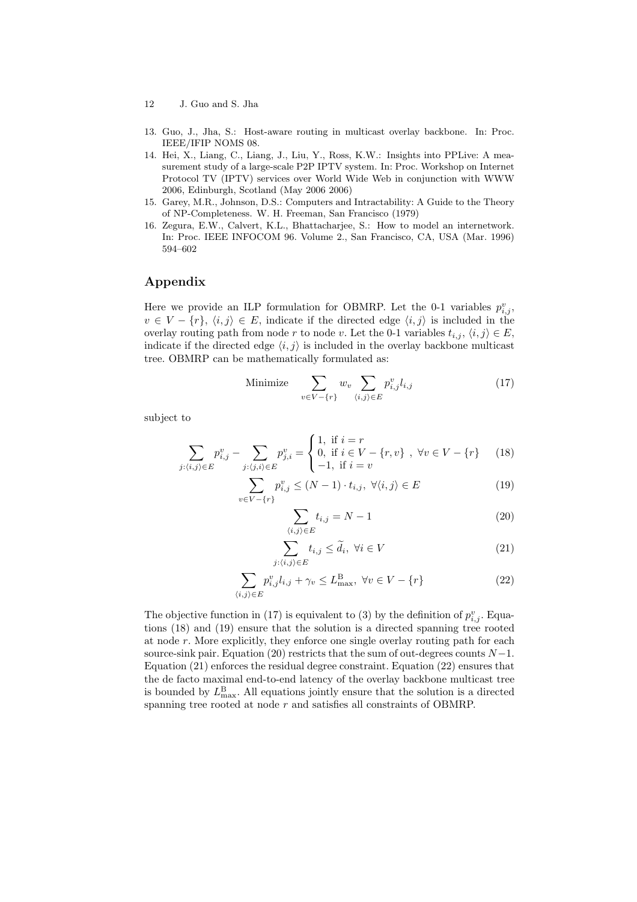13. Guo, J., Jha, S.: Host-aware routing in multicast overlay backbone. In: Proc. IEEE/IFIP NOMS 08.
14. Hei, X., Liang, C., Liang, J., Liu, Y., Ross, K.W.: Insights into PPLive: A measurement study of a large-scale P2P IPTV system. In: Proc. Workshop on Internet Protocol TV (IPTV) services over World Wide Web in conjunction with WWW 2006, Edinburgh, Scotland (May 2006 2006)
15. Garey, M.R., Johnson, D.S.: Computers and Intractability: A Guide to the Theory of NP-Completeness. W. H. Freeman, San Francisco (1979)
16. Zegura, E.W., Calvert, K.L., Bhattacharjee, S.: How to model an internetwork. In: Proc. IEEE INFOCOM 96. Volume 2., San Francisco, CA, USA (Mar. 1996) 594–602

## Appendix

Here we provide an ILP formulation for OBMRP. Let the 0-1 variables $p^v_{i,j}$, $v \in V - \{r\}$, $\langle i,j \rangle \in E$, indicate if the directed edge $\langle i,j \rangle$ is included in the overlay routing path from node $r$ to node $v$. Let the 0-1 variables $t_{i,j}$, $\langle i,j \rangle \in E$, indicate if the directed edge $\langle i,j \rangle$ is included in the overlay backbone multicast tree. OBMRP can be mathematically formulated as:

$$\text{Minimize} \quad \sum_{v \in V-\{r\}} w_v \sum_{\langle i,j \rangle \in E} p^v_{i,j} l_{i,j} \tag{17}$$

subject to

$$\sum_{j:\langle i,j \rangle \in E} p^v_{i,j} - \sum_{j:\langle j,i \rangle \in E} p^v_{j,i} = \begin{cases} 1, \text{ if } i = r \\ 0, \text{ if } i \in V - \{r, v\} \\ -1, \text{ if } i = v \end{cases}, \ \forall v \in V - \{r\} \tag{18}$$

$$\sum_{v \in V-\{r\}} p^v_{i,j} \leq (N-1) \cdot t_{i,j}, \ \forall \langle i,j \rangle \in E \tag{19}$$

$$\sum_{\langle i,j \rangle \in E} t_{i,j} = N - 1 \tag{20}$$

$$\sum_{j:\langle i,j \rangle \in E} t_{i,j} \leq \widetilde{d}_i, \ \forall i \in V \tag{21}$$

$$\sum_{\langle i,j \rangle \in E} p^v_{i,j} l_{i,j} + \gamma_v \leq L^{\mathrm{B}}_{\max}, \ \forall v \in V - \{r\} \tag{22}$$

The objective function in (17) is equivalent to (3) by the definition of $p^v_{i,j}$. Equations (18) and (19) ensure that the solution is a directed spanning tree rooted at node $r$. More explicitly, they enforce one single overlay routing path for each source-sink pair. Equation (20) restricts that the sum of out-degrees counts $N-1$. Equation (21) enforces the residual degree constraint. Equation (22) ensures that the de facto maximal end-to-end latency of the overlay backbone multicast tree is bounded by $L^{\mathrm{B}}_{\max}$. All equations jointly ensure that the solution is a directed spanning tree rooted at node $r$ and satisfies all constraints of OBMRP.